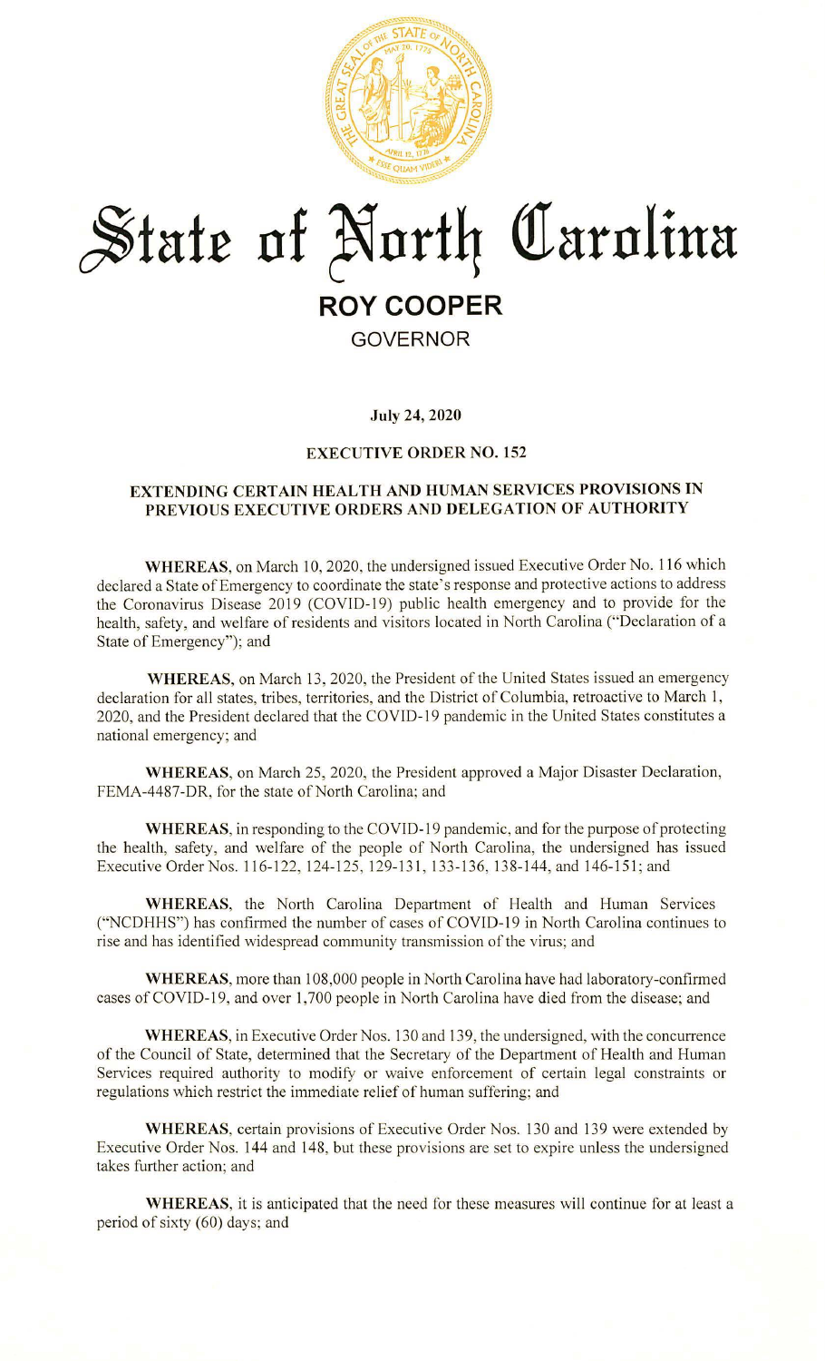# State of North Carolina

**ROY COOPER**

GOVERNOR

**July 24, 2020**

**EXECUTIVE ORDER NO. 152**

**EXTENDING CERTAIN HEALTH AND HUMAN SERVICES PROVISIONS IN PREVIOUS EXECUTIVE ORDERS AND DELEGATION OF AUTHORITY**

**WHEREAS**, on March 10, 2020, the undersigned issued Executive Order No. 116 which declared a State of Emergency to coordinate the state's response and protective actions to address the Coronavirus Disease 2019 (COVID-19) public health emergency and to provide for the health, safety, and welfare of residents and visitors located in North Carolina ("Declaration of a State of Emergency"); and

**WHEREAS**, on March 13, 2020, the President of the United States issued an emergency declaration for all states, tribes, territories, and the District of Columbia, retroactive to March 1, 2020, and the President declared that the COVID-19 pandemic in the United States constitutes a national emergency; and

**WHEREAS**, on March 25, 2020, the President approved a Major Disaster Declaration, FEMA-4487-DR, for the state of North Carolina; and

**WHEREAS**, in responding to the COVID-19 pandemic, and for the purpose of protecting the health, safety, and welfare of the people of North Carolina, the undersigned has issued Executive Order Nos. 116-122, 124-125, 129-131, 133-136, 138-144, and 146-151; and

**WHEREAS**, the North Carolina Department of Health and Human Services ("NCDHHS") has confirmed the number of cases of COVID-19 in North Carolina continues to rise and has identified widespread community transmission of the virus; and

**WHEREAS**, more than 108,000 people in North Carolina have had laboratory-confirmed cases of COVID-19, and over 1,700 people in North Carolina have died from the disease; and

**WHEREAS**, in Executive Order Nos. 130 and 139, the undersigned, with the concurrence of the Council of State, determined that the Secretary of the Department of Health and Human Services required authority to modify or waive enforcement of certain legal constraints or regulations which restrict the immediate relief of human suffering; and

**WHEREAS**, certain provisions of Executive Order Nos. 130 and 139 were extended by Executive Order Nos. 144 and 148, but these provisions are set to expire unless the undersigned takes further action; and

**WHEREAS**, it is anticipated that the need for these measures will continue for at least a period of sixty (60) days; and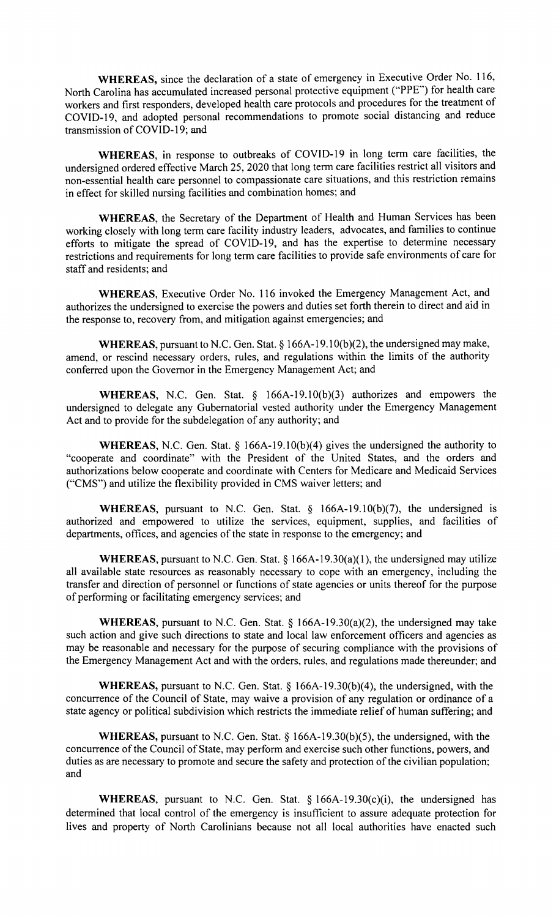**WHEREAS,** since the declaration of a state of emergency in Executive Order No. 116, North Carolina has accumulated increased personal protective equipment ("PPE") for health care workers and first responders, developed health care protocols and procedures for the treatment of COVID-19, and adopted personal recommendations to promote social distancing and reduce transmission of COVID-19; and

**WHEREAS**, in response to outbreaks of COVID-19 in long term care facilities, the undersigned ordered effective March 25, 2020 that long term care facilities restrict all visitors and non-essential health care personnel to compassionate care situations, and this restriction remains in effect for skilled nursing facilities and combination homes; and

**WHEREAS**, the Secretary of the Department of Health and Human Services has been working closely with long term care facility industry leaders, advocates, and families to continue efforts to mitigate the spread of COVID-19, and has the expertise to determine necessary restrictions and requirements for long term care facilities to provide safe environments of care for staff and residents; and

**WHEREAS**, Executive Order No. 116 invoked the Emergency Management Act, and authorizes the undersigned to exercise the powers and duties set forth therein to direct and aid in the response to, recovery from, and mitigation against emergencies; and

**WHEREAS**, pursuant to N.C. Gen. Stat. § 166A-19.10(b)(2), the undersigned may make, amend, or rescind necessary orders, rules, and regulations within the limits of the authority conferred upon the Governor in the Emergency Management Act; and

**WHEREAS**, N.C. Gen. Stat. § 166A-19.10(b)(3) authorizes and empowers the undersigned to delegate any Gubernatorial vested authority under the Emergency Management Act and to provide for the subdelegation of any authority; and

**WHEREAS**, N.C. Gen. Stat. § 166A-19.10(b)(4) gives the undersigned the authority to "cooperate and coordinate" with the President of the United States, and the orders and authorizations below cooperate and coordinate with Centers for Medicare and Medicaid Services ("CMS") and utilize the flexibility provided in CMS waiver letters; and

**WHEREAS**, pursuant to N.C. Gen. Stat. § 166A-19.10(b)(7), the undersigned is authorized and empowered to utilize the services, equipment, supplies, and facilities of departments, offices, and agencies of the state in response to the emergency; and

**WHEREAS**, pursuant to N.C. Gen. Stat. § 166A-19.30(a)(1), the undersigned may utilize all available state resources as reasonably necessary to cope with an emergency, including the transfer and direction of personnel or functions of state agencies or units thereof for the purpose of performing or facilitating emergency services; and

**WHEREAS**, pursuant to N.C. Gen. Stat. § 166A-19.30(a)(2), the undersigned may take such action and give such directions to state and local law enforcement officers and agencies as may be reasonable and necessary for the purpose of securing compliance with the provisions of the Emergency Management Act and with the orders, rules, and regulations made thereunder; and

**WHEREAS,** pursuant to N.C. Gen. Stat. § 166A-19.30(b)(4), the undersigned, with the concurrence of the Council of State, may waive a provision of any regulation or ordinance of a state agency or political subdivision which restricts the immediate relief of human suffering; and

**WHEREAS,** pursuant to N.C. Gen. Stat. § 166A-19.30(b)(5), the undersigned, with the concurrence of the Council of State, may perform and exercise such other functions, powers, and duties as are necessary to promote and secure the safety and protection of the civilian population; and

**WHEREAS,** pursuant to N.C. Gen. Stat. § 166A-19.30(c)(i), the undersigned has determined that local control of the emergency is insufficient to assure adequate protection for lives and property of North Carolinians because not all local authorities have enacted such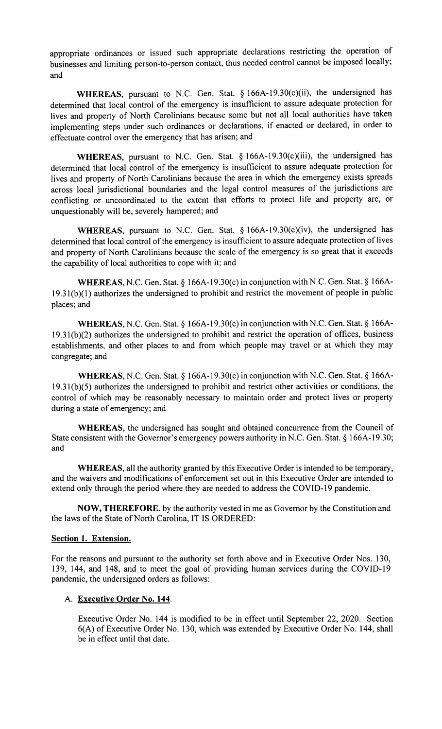appropriate ordinances or issued such appropriate declarations restricting the operation of businesses and limiting person-to-person contact, thus needed control cannot be imposed locally; and

**WHEREAS**, pursuant to N.C. Gen. Stat. § 166A-19.30(c)(ii), the undersigned has determined that local control of the emergency is insufficient to assure adequate protection for lives and property of North Carolinians because some but not all local authorities have taken implementing steps under such ordinances or declarations, if enacted or declared, in order to effectuate control over the emergency that has arisen; and

**WHEREAS**, pursuant to N.C. Gen. Stat. § 166A-19.30(c)(iii), the undersigned has determined that local control of the emergency is insufficient to assure adequate protection for lives and property of North Carolinians because the area in which the emergency exists spreads across local jurisdictional boundaries and the legal control measures of the jurisdictions are conflicting or uncoordinated to the extent that efforts to protect life and property are, or unquestionably will be, severely hampered; and

**WHEREAS**, pursuant to N.C. Gen. Stat. § 166A-19.30(c)(iv), the undersigned has determined that local control of the emergency is insufficient to assure adequate protection of lives and property of North Carolinians because the scale of the emergency is so great that it exceeds the capability of local authorities to cope with it; and

**WHEREAS**, N.C. Gen. Stat. § 166A-19.30(c) in conjunction with N.C. Gen. Stat. § 166A-19.31(b)(1) authorizes the undersigned to prohibit and restrict the movement of people in public places; and

**WHEREAS**, N.C. Gen. Stat. § 166A-19.30(c) in conjunction with N.C. Gen. Stat. § 166A-19.31(b)(2) authorizes the undersigned to prohibit and restrict the operation of offices, business establishments, and other places to and from which people may travel or at which they may congregate; and

**WHEREAS**, N.C. Gen. Stat. § 166A-19.30(c) in conjunction with N.C. Gen. Stat. § 166A-19.31(b)(5) authorizes the undersigned to prohibit and restrict other activities or conditions, the control of which may be reasonably necessary to maintain order and protect lives or property during a state of emergency; and

**WHEREAS**, the undersigned has sought and obtained concurrence from the Council of State consistent with the Governor's emergency powers authority in N.C. Gen. Stat. § 166A-19.30; and

**WHEREAS**, all the authority granted by this Executive Order is intended to be temporary, and the waivers and modifications of enforcement set out in this Executive Order are intended to extend only through the period where they are needed to address the COVID-19 pandemic.

**NOW, THEREFORE**, by the authority vested in me as Governor by the Constitution and the laws of the State of North Carolina, IT IS ORDERED:

**Section 1. Extension.**

For the reasons and pursuant to the authority set forth above and in Executive Order Nos. 130, 139, 144, and 148, and to meet the goal of providing human services during the COVID-19 pandemic, the undersigned orders as follows:

A. **Executive Order No. 144**.

Executive Order No. 144 is modified to be in effect until September 22, 2020. Section 6(A) of Executive Order No. 130, which was extended by Executive Order No. 144, shall be in effect until that date.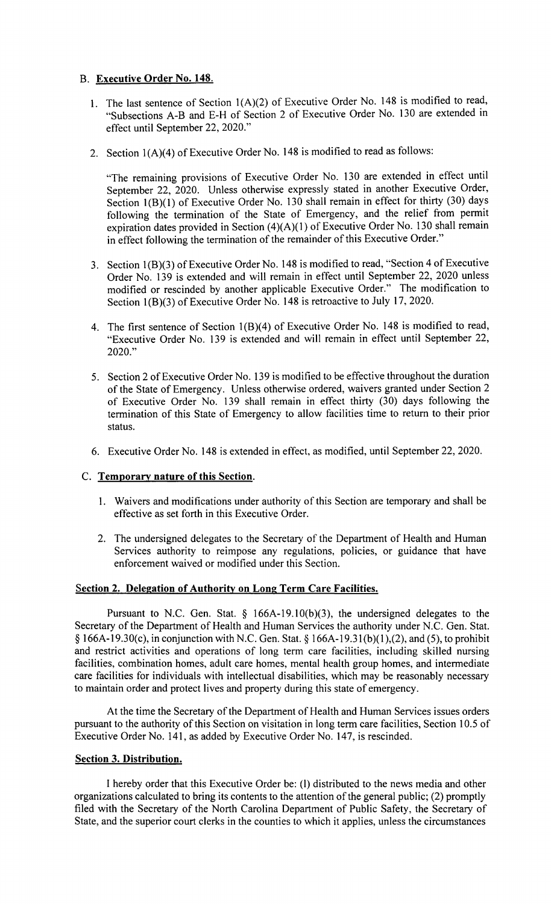B. **Executive Order No. 148**.

1. The last sentence of Section 1(A)(2) of Executive Order No. 148 is modified to read, "Subsections A-B and E-H of Section 2 of Executive Order No. 130 are extended in effect until September 22, 2020."

2. Section 1(A)(4) of Executive Order No. 148 is modified to read as follows:

   "The remaining provisions of Executive Order No. 130 are extended in effect until September 22, 2020. Unless otherwise expressly stated in another Executive Order, Section 1(B)(1) of Executive Order No. 130 shall remain in effect for thirty (30) days following the termination of the State of Emergency, and the relief from permit expiration dates provided in Section (4)(A)(1) of Executive Order No. 130 shall remain in effect following the termination of the remainder of this Executive Order."

3. Section 1(B)(3) of Executive Order No. 148 is modified to read, "Section 4 of Executive Order No. 139 is extended and will remain in effect until September 22, 2020 unless modified or rescinded by another applicable Executive Order." The modification to Section 1(B)(3) of Executive Order No. 148 is retroactive to July 17, 2020.

4. The first sentence of Section 1(B)(4) of Executive Order No. 148 is modified to read, "Executive Order No. 139 is extended and will remain in effect until September 22, 2020."

5. Section 2 of Executive Order No. 139 is modified to be effective throughout the duration of the State of Emergency. Unless otherwise ordered, waivers granted under Section 2 of Executive Order No. 139 shall remain in effect thirty (30) days following the termination of this State of Emergency to allow facilities time to return to their prior status.

6. Executive Order No. 148 is extended in effect, as modified, until September 22, 2020.

C. **Temporary nature of this Section**.

1. Waivers and modifications under authority of this Section are temporary and shall be effective as set forth in this Executive Order.

2. The undersigned delegates to the Secretary of the Department of Health and Human Services authority to reimpose any regulations, policies, or guidance that have enforcement waived or modified under this Section.

**Section 2. Delegation of Authority on Long Term Care Facilities.**

Pursuant to N.C. Gen. Stat. § 166A-19.10(b)(3), the undersigned delegates to the Secretary of the Department of Health and Human Services the authority under N.C. Gen. Stat. § 166A-19.30(c), in conjunction with N.C. Gen. Stat. § 166A-19.31(b)(1),(2), and (5), to prohibit and restrict activities and operations of long term care facilities, including skilled nursing facilities, combination homes, adult care homes, mental health group homes, and intermediate care facilities for individuals with intellectual disabilities, which may be reasonably necessary to maintain order and protect lives and property during this state of emergency.

At the time the Secretary of the Department of Health and Human Services issues orders pursuant to the authority of this Section on visitation in long term care facilities, Section 10.5 of Executive Order No. 141, as added by Executive Order No. 147, is rescinded.

**Section 3. Distribution.**

I hereby order that this Executive Order be: (1) distributed to the news media and other organizations calculated to bring its contents to the attention of the general public; (2) promptly filed with the Secretary of the North Carolina Department of Public Safety, the Secretary of State, and the superior court clerks in the counties to which it applies, unless the circumstances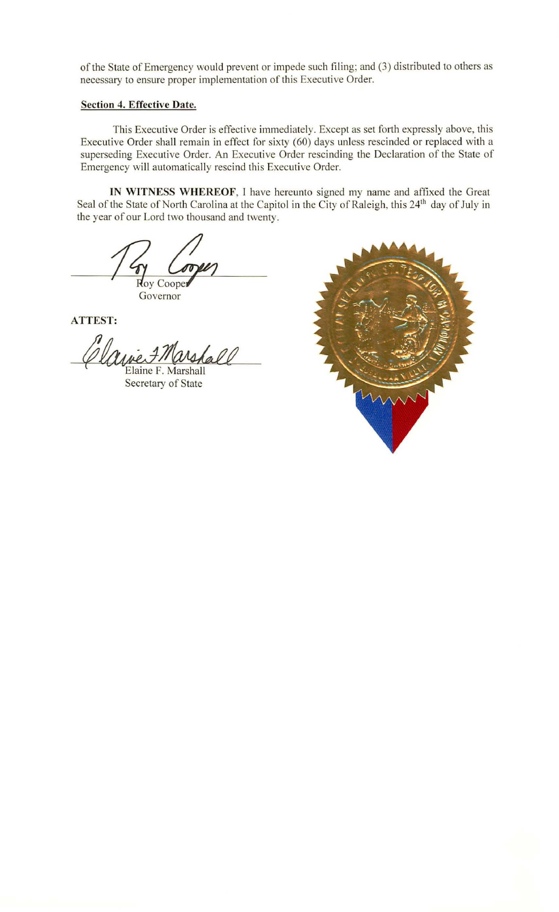of the State of Emergency would prevent or impede such filing; and (3) distributed to others as necessary to ensure proper implementation of this Executive Order.

**Section 4. Effective Date.**

This Executive Order is effective immediately. Except as set forth expressly above, this Executive Order shall remain in effect for sixty (60) days unless rescinded or replaced with a superseding Executive Order. An Executive Order rescinding the Declaration of the State of Emergency will automatically rescind this Executive Order.

**IN WITNESS WHEREOF**, I have hereunto signed my name and affixed the Great Seal of the State of North Carolina at the Capitol in the City of Raleigh, this 24th day of July in the year of our Lord two thousand and twenty.

Roy Cooper
Governor

**ATTEST:**

Elaine F. Marshall
Secretary of State